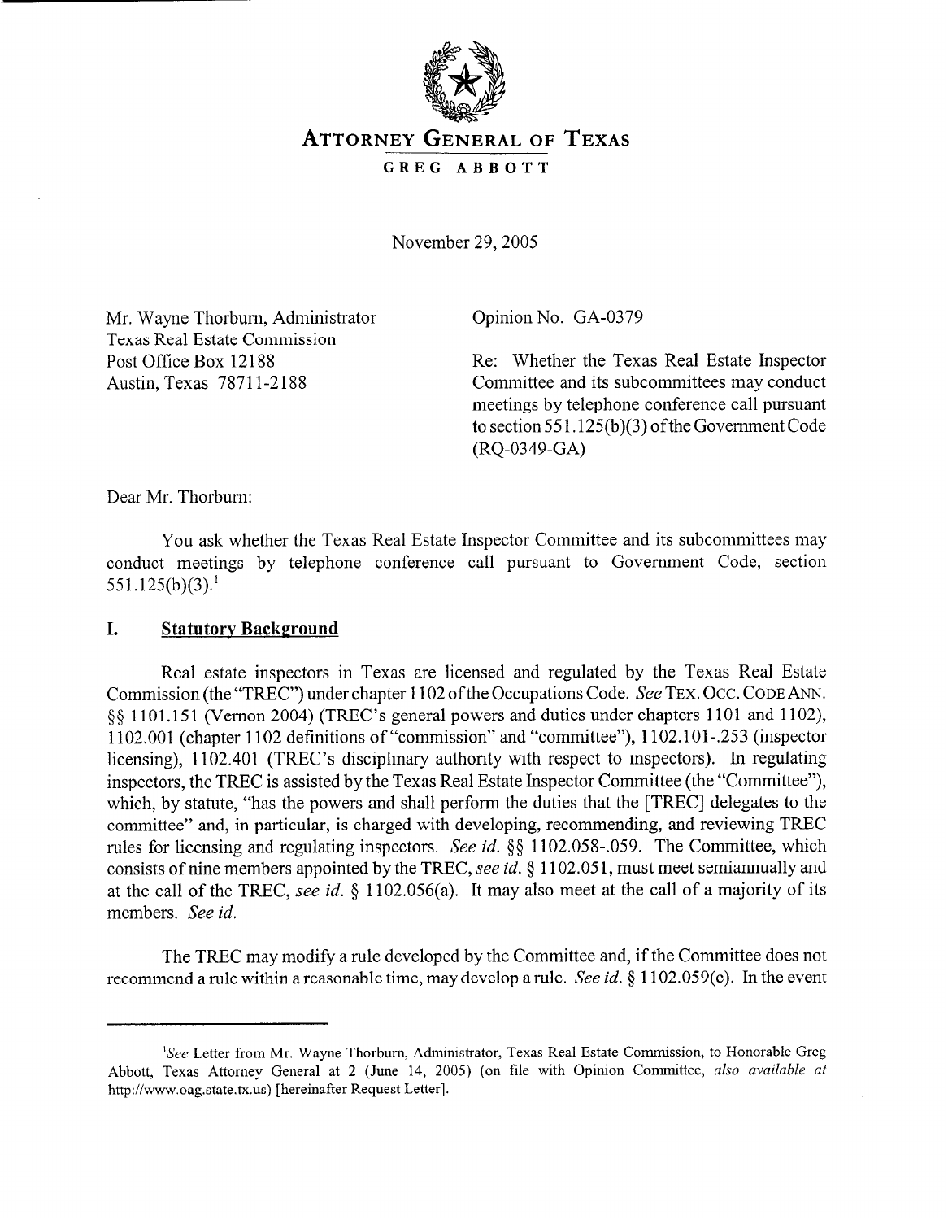# ATTORNEY GENERAL OF TEXAS

**GREG ABBOTT**

November 29, 2005

Mr. Wayne Thorburn, Administrator
Texas Real Estate Commission
Post Office Box 12188
Austin, Texas 78711-2188

Opinion No. GA-0379

Re: Whether the Texas Real Estate Inspector Committee and its subcommittees may conduct meetings by telephone conference call pursuant to section 551.125(b)(3) of the Government Code (RQ-0349-GA)

Dear Mr. Thorburn:

You ask whether the Texas Real Estate Inspector Committee and its subcommittees may conduct meetings by telephone conference call pursuant to Government Code, section 551.125(b)(3).[1]

## I. Statutory Background

Real estate inspectors in Texas are licensed and regulated by the Texas Real Estate Commission (the "TREC") under chapter 1102 of the Occupations Code. *See* TEX. OCC. CODE ANN. §§ 1101.151 (Vernon 2004) (TREC's general powers and duties under chapters 1101 and 1102), 1102.001 (chapter 1102 definitions of "commission" and "committee"), 1102.101-.253 (inspector licensing), 1102.401 (TREC's disciplinary authority with respect to inspectors). In regulating inspectors, the TREC is assisted by the Texas Real Estate Inspector Committee (the "Committee"), which, by statute, "has the powers and shall perform the duties that the [TREC] delegates to the committee" and, in particular, is charged with developing, recommending, and reviewing TREC rules for licensing and regulating inspectors. *See id.* §§ 1102.058-.059. The Committee, which consists of nine members appointed by the TREC, *see id.* § 1102.051, must meet semiannually and at the call of the TREC, *see id.* § 1102.056(a). It may also meet at the call of a majority of its members. *See id.*

The TREC may modify a rule developed by the Committee and, if the Committee does not recommend a rule within a reasonable time, may develop a rule. *See id.* § 1102.059(c). In the event

---

[1] *See* Letter from Mr. Wayne Thorburn, Administrator, Texas Real Estate Commission, to Honorable Greg Abbott, Texas Attorney General at 2 (June 14, 2005) (on file with Opinion Committee, *also available at* http://www.oag.state.tx.us) [hereinafter Request Letter].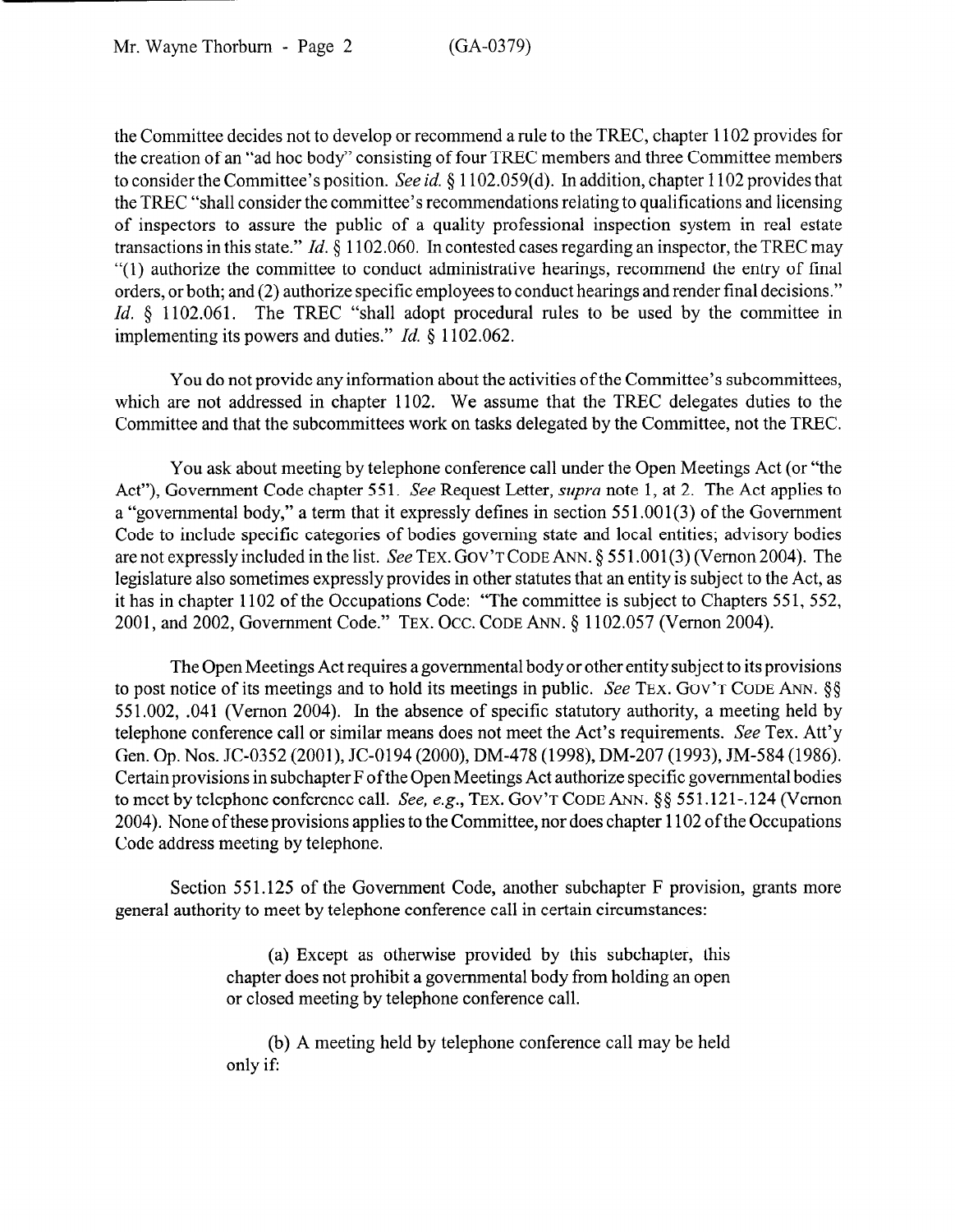the Committee decides not to develop or recommend a rule to the TREC, chapter 1102 provides for the creation of an "ad hoc body" consisting of four TREC members and three Committee members to consider the Committee's position. *See id.* § 1102.059(d). In addition, chapter 1102 provides that the TREC "shall consider the committee's recommendations relating to qualifications and licensing of inspectors to assure the public of a quality professional inspection system in real estate transactions in this state." *Id.* § 1102.060. In contested cases regarding an inspector, the TREC may "(1) authorize the committee to conduct administrative hearings, recommend the entry of final orders, or both; and (2) authorize specific employees to conduct hearings and render final decisions." *Id.* § 1102.061. The TREC "shall adopt procedural rules to be used by the committee in implementing its powers and duties." *Id.* § 1102.062.

You do not provide any information about the activities of the Committee's subcommittees, which are not addressed in chapter 1102. We assume that the TREC delegates duties to the Committee and that the subcommittees work on tasks delegated by the Committee, not the TREC.

You ask about meeting by telephone conference call under the Open Meetings Act (or "the Act"), Government Code chapter 551. *See* Request Letter, *supra* note 1, at 2. The Act applies to a "governmental body," a term that it expressly defines in section 551.001(3) of the Government Code to include specific categories of bodies governing state and local entities; advisory bodies are not expressly included in the list. *See* TEX. GOV'T CODE ANN. § 551.001(3) (Vernon 2004). The legislature also sometimes expressly provides in other statutes that an entity is subject to the Act, as it has in chapter 1102 of the Occupations Code: "The committee is subject to Chapters 551, 552, 2001, and 2002, Government Code." TEX. OCC. CODE ANN. § 1102.057 (Vernon 2004).

The Open Meetings Act requires a governmental body or other entity subject to its provisions to post notice of its meetings and to hold its meetings in public. *See* TEX. GOV'T CODE ANN. §§ 551.002, .041 (Vernon 2004). In the absence of specific statutory authority, a meeting held by telephone conference call or similar means does not meet the Act's requirements. *See* Tex. Att'y Gen. Op. Nos. JC-0352 (2001), JC-0194 (2000), DM-478 (1998), DM-207 (1993), JM-584 (1986). Certain provisions in subchapter F of the Open Meetings Act authorize specific governmental bodies to meet by telephone conference call. *See, e.g.*, TEX. GOV'T CODE ANN. §§ 551.121-.124 (Vernon 2004). None of these provisions applies to the Committee, nor does chapter 1102 of the Occupations Code address meeting by telephone.

Section 551.125 of the Government Code, another subchapter F provision, grants more general authority to meet by telephone conference call in certain circumstances:

> (a) Except as otherwise provided by this subchapter, this chapter does not prohibit a governmental body from holding an open or closed meeting by telephone conference call.
>
> (b) A meeting held by telephone conference call may be held only if: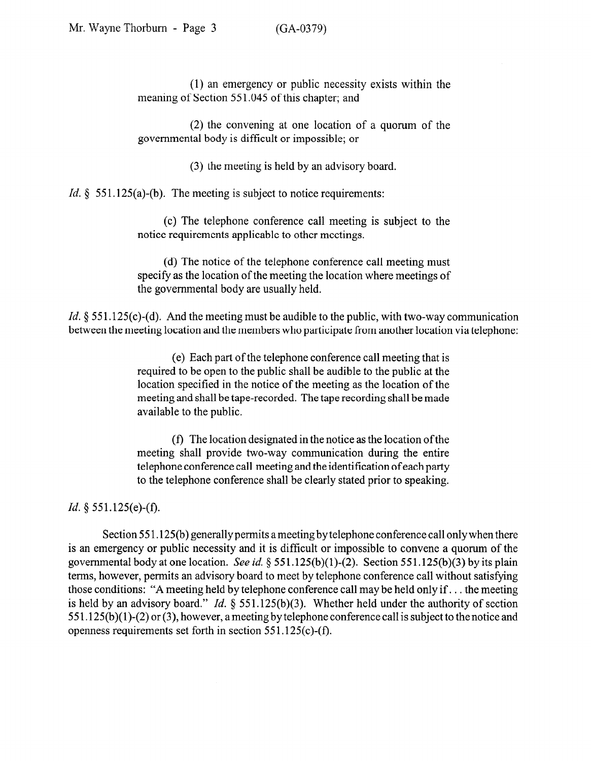(1) an emergency or public necessity exists within the meaning of Section 551.045 of this chapter; and

(2) the convening at one location of a quorum of the governmental body is difficult or impossible; or

(3) the meeting is held by an advisory board.

*Id.* § 551.125(a)-(b). The meeting is subject to notice requirements:

(c) The telephone conference call meeting is subject to the notice requirements applicable to other meetings.

(d) The notice of the telephone conference call meeting must specify as the location of the meeting the location where meetings of the governmental body are usually held.

*Id.* § 551.125(c)-(d). And the meeting must be audible to the public, with two-way communication between the meeting location and the members who participate from another location via telephone:

(e) Each part of the telephone conference call meeting that is required to be open to the public shall be audible to the public at the location specified in the notice of the meeting as the location of the meeting and shall be tape-recorded. The tape recording shall be made available to the public.

(f) The location designated in the notice as the location of the meeting shall provide two-way communication during the entire telephone conference call meeting and the identification of each party to the telephone conference shall be clearly stated prior to speaking.

*Id.* § 551.125(e)-(f).

Section 551.125(b) generally permits a meeting by telephone conference call only when there is an emergency or public necessity and it is difficult or impossible to convene a quorum of the governmental body at one location. *See id.* § 551.125(b)(1)-(2). Section 551.125(b)(3) by its plain terms, however, permits an advisory board to meet by telephone conference call without satisfying those conditions: "A meeting held by telephone conference call may be held only if . . . the meeting is held by an advisory board." *Id.* § 551.125(b)(3). Whether held under the authority of section 551.125(b)(1)-(2) or (3), however, a meeting by telephone conference call is subject to the notice and openness requirements set forth in section 551.125(c)-(f).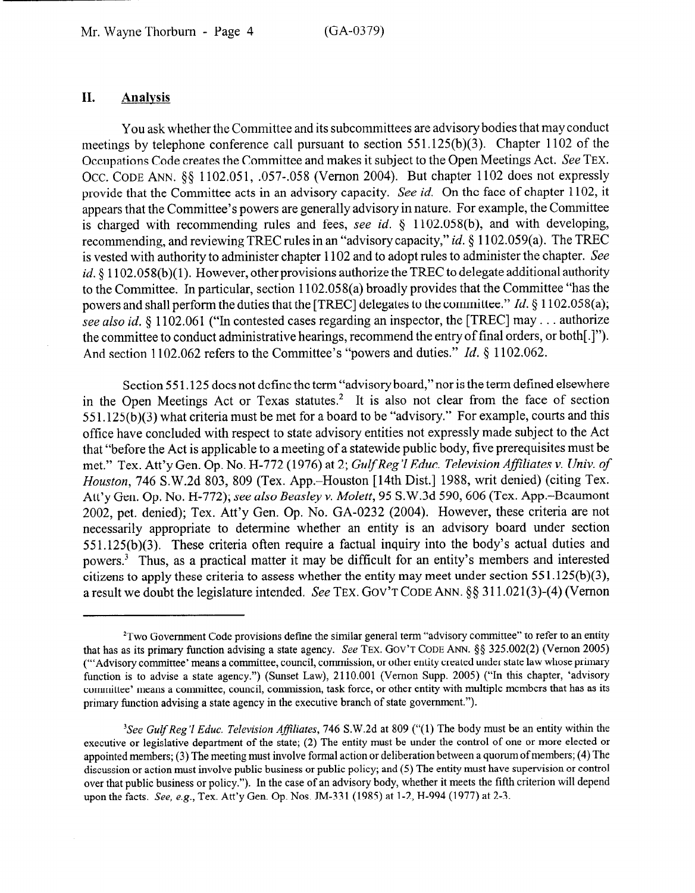## II. Analysis

You ask whether the Committee and its subcommittees are advisory bodies that may conduct meetings by telephone conference call pursuant to section 551.125(b)(3). Chapter 1102 of the Occupations Code creates the Committee and makes it subject to the Open Meetings Act. *See* TEX. OCC. CODE ANN. §§ 1102.051, .057-.058 (Vernon 2004). But chapter 1102 does not expressly provide that the Committee acts in an advisory capacity. *See id.* On the face of chapter 1102, it appears that the Committee's powers are generally advisory in nature. For example, the Committee is charged with recommending rules and fees, *see id.* § 1102.058(b), and with developing, recommending, and reviewing TREC rules in an "advisory capacity," *id.* § 1102.059(a). The TREC is vested with authority to administer chapter 1102 and to adopt rules to administer the chapter. *See id.* § 1102.058(b)(1). However, other provisions authorize the TREC to delegate additional authority to the Committee. In particular, section 1102.058(a) broadly provides that the Committee "has the powers and shall perform the duties that the [TREC] delegates to the committee." *Id.* § 1102.058(a); *see also id.* § 1102.061 ("In contested cases regarding an inspector, the [TREC] may . . . authorize the committee to conduct administrative hearings, recommend the entry of final orders, or both[.]"). And section 1102.062 refers to the Committee's "powers and duties." *Id.* § 1102.062.

Section 551.125 does not define the term "advisory board," nor is the term defined elsewhere in the Open Meetings Act or Texas statutes.[2] It is also not clear from the face of section 551.125(b)(3) what criteria must be met for a board to be "advisory." For example, courts and this office have concluded with respect to state advisory entities not expressly made subject to the Act that "before the Act is applicable to a meeting of a statewide public body, five prerequisites must be met." Tex. Att'y Gen. Op. No. H-772 (1976) at 2; *Gulf Reg'l Educ. Television Affiliates v. Univ. of Houston*, 746 S.W.2d 803, 809 (Tex. App.–Houston [14th Dist.] 1988, writ denied) (citing Tex. Att'y Gen. Op. No. H-772); *see also Beasley v. Molett*, 95 S.W.3d 590, 606 (Tex. App.–Beaumont 2002, pet. denied); Tex. Att'y Gen. Op. No. GA-0232 (2004). However, these criteria are not necessarily appropriate to determine whether an entity is an advisory board under section 551.125(b)(3). These criteria often require a factual inquiry into the body's actual duties and powers.[3] Thus, as a practical matter it may be difficult for an entity's members and interested citizens to apply these criteria to assess whether the entity may meet under section 551.125(b)(3), a result we doubt the legislature intended. *See* TEX. GOV'T CODE ANN. §§ 311.021(3)-(4) (Vernon

---

[2] Two Government Code provisions define the similar general term "advisory committee" to refer to an entity that has as its primary function advising a state agency. *See* TEX. GOV'T CODE ANN. §§ 325.002(2) (Vernon 2005) ("'Advisory committee' means a committee, council, commission, or other entity created under state law whose primary function is to advise a state agency.") (Sunset Law), 2110.001 (Vernon Supp. 2005) ("In this chapter, 'advisory committee' means a committee, council, commission, task force, or other entity with multiple members that has as its primary function advising a state agency in the executive branch of state government.").

[3] *See Gulf Reg'l Educ. Television Affiliates*, 746 S.W.2d at 809 ("(1) The body must be an entity within the executive or legislative department of the state; (2) The entity must be under the control of one or more elected or appointed members; (3) The meeting must involve formal action or deliberation between a quorum of members; (4) The discussion or action must involve public business or public policy; and (5) The entity must have supervision or control over that public business or policy."). In the case of an advisory body, whether it meets the fifth criterion will depend upon the facts. *See, e.g.*, Tex. Att'y Gen. Op. Nos. JM-331 (1985) at 1-2, H-994 (1977) at 2-3.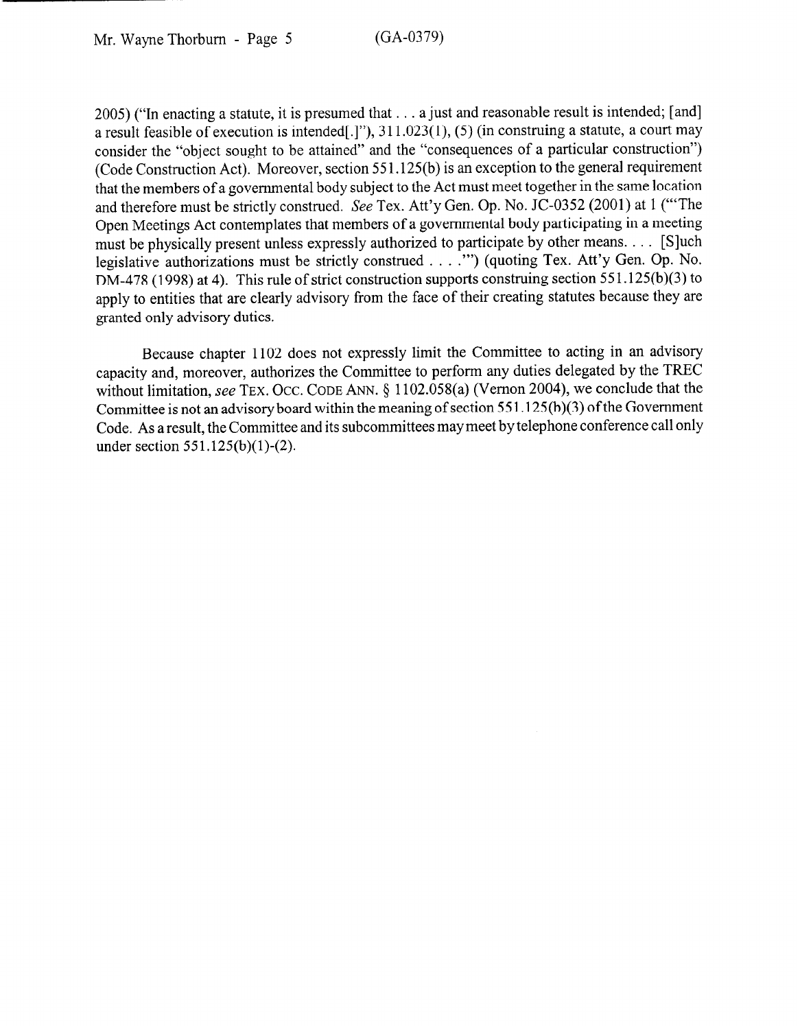2005) ("In enacting a statute, it is presumed that . . . a just and reasonable result is intended; [and] a result feasible of execution is intended[.]"), 311.023(1), (5) (in construing a statute, a court may consider the "object sought to be attained" and the "consequences of a particular construction") (Code Construction Act). Moreover, section 551.125(b) is an exception to the general requirement that the members of a governmental body subject to the Act must meet together in the same location and therefore must be strictly construed. *See* Tex. Att'y Gen. Op. No. JC-0352 (2001) at 1 ("'The Open Meetings Act contemplates that members of a governmental body participating in a meeting must be physically present unless expressly authorized to participate by other means. . . . [S]uch legislative authorizations must be strictly construed . . . .'") (quoting Tex. Att'y Gen. Op. No. DM-478 (1998) at 4). This rule of strict construction supports construing section 551.125(b)(3) to apply to entities that are clearly advisory from the face of their creating statutes because they are granted only advisory duties.

Because chapter 1102 does not expressly limit the Committee to acting in an advisory capacity and, moreover, authorizes the Committee to perform any duties delegated by the TREC without limitation, *see* TEX. OCC. CODE ANN. § 1102.058(a) (Vernon 2004), we conclude that the Committee is not an advisory board within the meaning of section 551.125(b)(3) of the Government Code. As a result, the Committee and its subcommittees may meet by telephone conference call only under section 551.125(b)(1)-(2).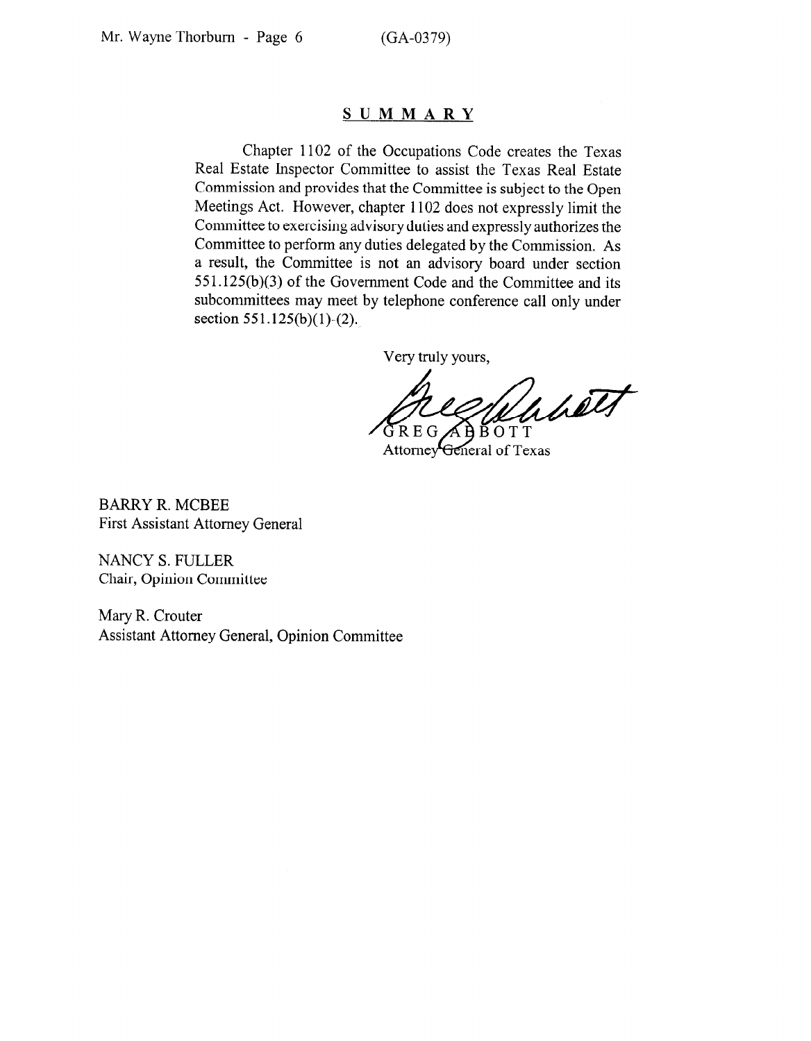## SUMMARY

Chapter 1102 of the Occupations Code creates the Texas Real Estate Inspector Committee to assist the Texas Real Estate Commission and provides that the Committee is subject to the Open Meetings Act. However, chapter 1102 does not expressly limit the Committee to exercising advisory duties and expressly authorizes the Committee to perform any duties delegated by the Commission. As a result, the Committee is not an advisory board under section 551.125(b)(3) of the Government Code and the Committee and its subcommittees may meet by telephone conference call only under section 551.125(b)(1)-(2).

Very truly yours,

GREG ABBOTT
Attorney General of Texas

BARRY R. MCBEE
First Assistant Attorney General

NANCY S. FULLER
Chair, Opinion Committee

Mary R. Crouter
Assistant Attorney General, Opinion Committee